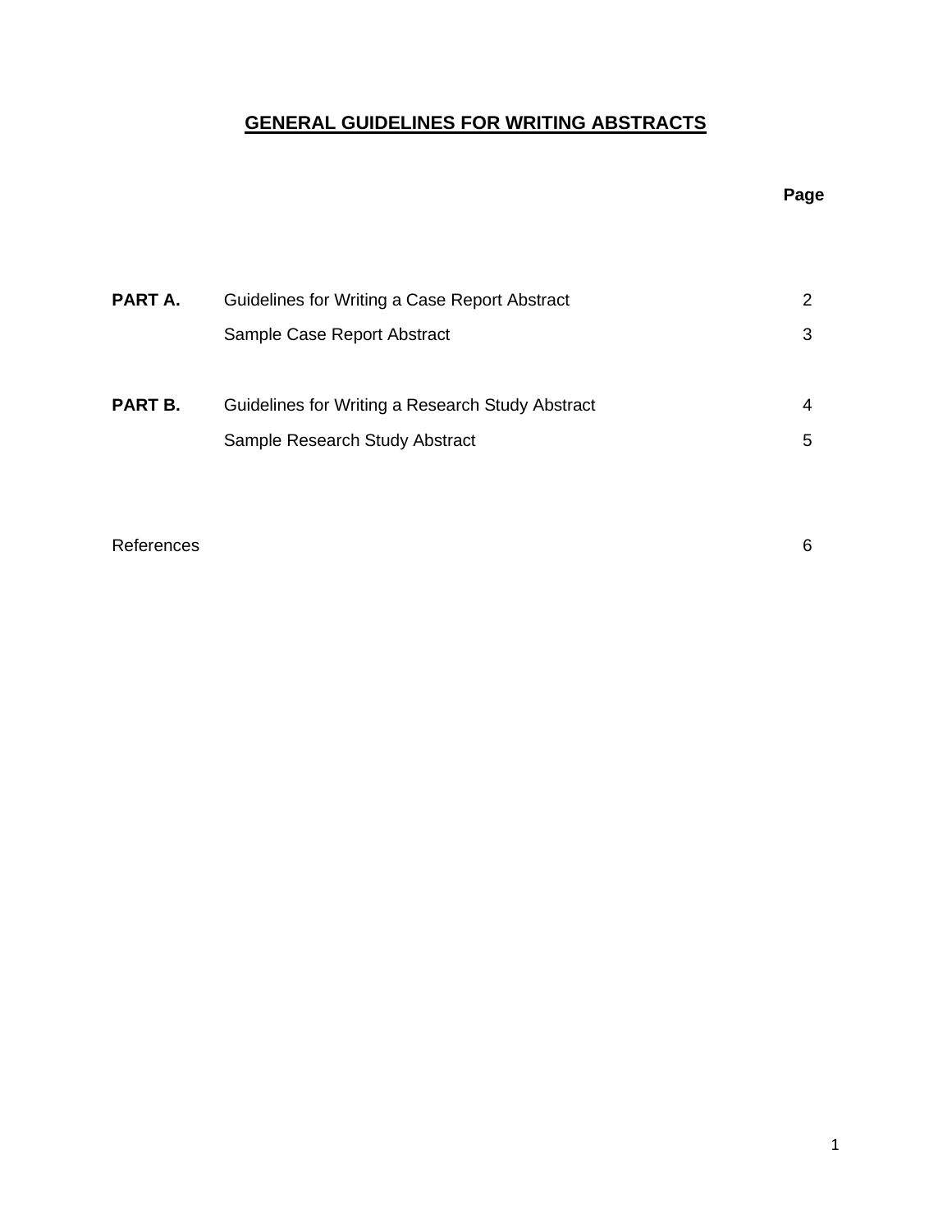# GENERAL GUIDELINES FOR WRITING ABSTRACTS

| | | Page |
|---|---|---|
| **PART A.** | Guidelines for Writing a Case Report Abstract | 2 |
| | Sample Case Report Abstract | 3 |
| **PART B.** | Guidelines for Writing a Research Study Abstract | 4 |
| | Sample Research Study Abstract | 5 |
| References | | 6 |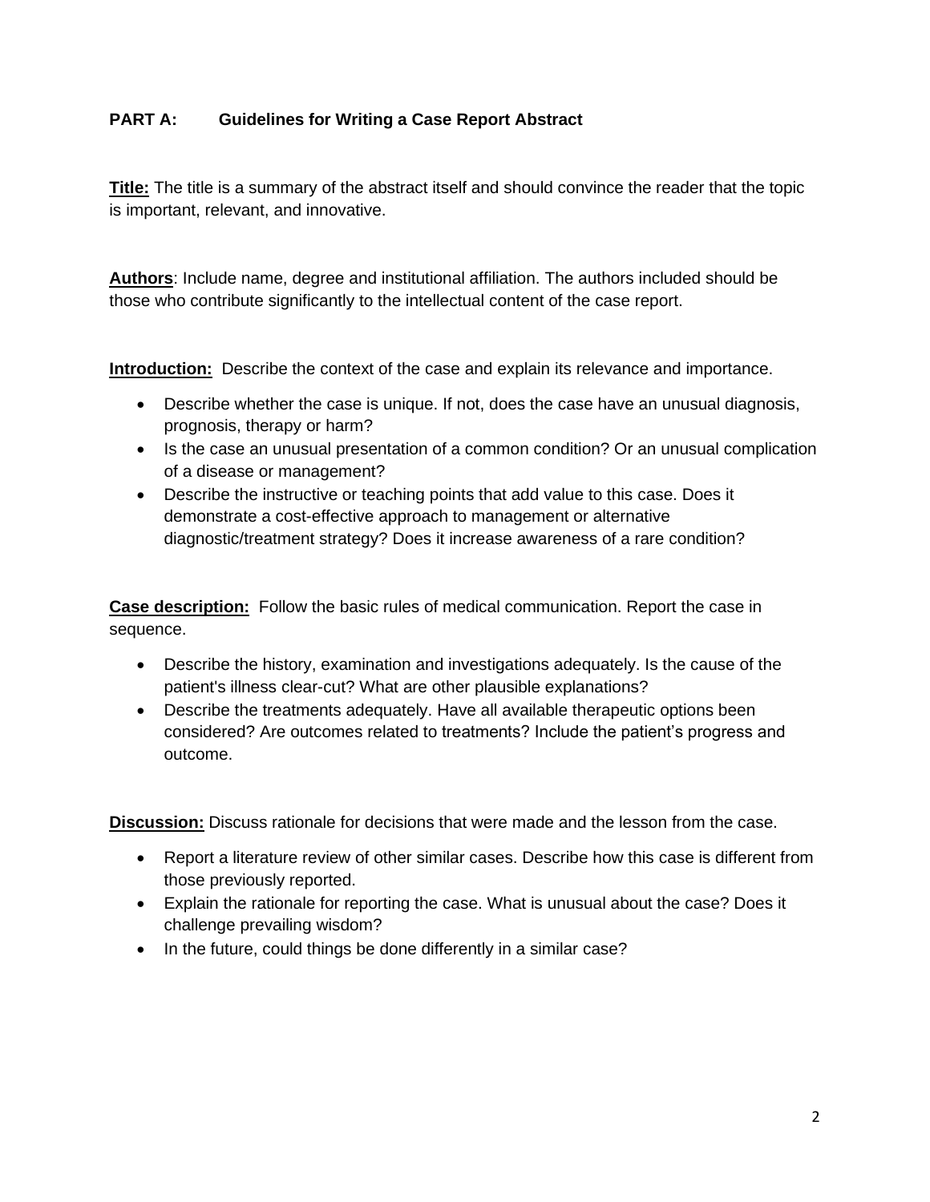## PART A: Guidelines for Writing a Case Report Abstract

**Title:** The title is a summary of the abstract itself and should convince the reader that the topic is important, relevant, and innovative.

**Authors**: Include name, degree and institutional affiliation. The authors included should be those who contribute significantly to the intellectual content of the case report.

**Introduction:** Describe the context of the case and explain its relevance and importance.

- Describe whether the case is unique. If not, does the case have an unusual diagnosis, prognosis, therapy or harm?
- Is the case an unusual presentation of a common condition? Or an unusual complication of a disease or management?
- Describe the instructive or teaching points that add value to this case. Does it demonstrate a cost-effective approach to management or alternative diagnostic/treatment strategy? Does it increase awareness of a rare condition?

**Case description:** Follow the basic rules of medical communication. Report the case in sequence.

- Describe the history, examination and investigations adequately. Is the cause of the patient's illness clear-cut? What are other plausible explanations?
- Describe the treatments adequately. Have all available therapeutic options been considered? Are outcomes related to treatments? Include the patient's progress and outcome.

**Discussion:** Discuss rationale for decisions that were made and the lesson from the case.

- Report a literature review of other similar cases. Describe how this case is different from those previously reported.
- Explain the rationale for reporting the case. What is unusual about the case? Does it challenge prevailing wisdom?
- In the future, could things be done differently in a similar case?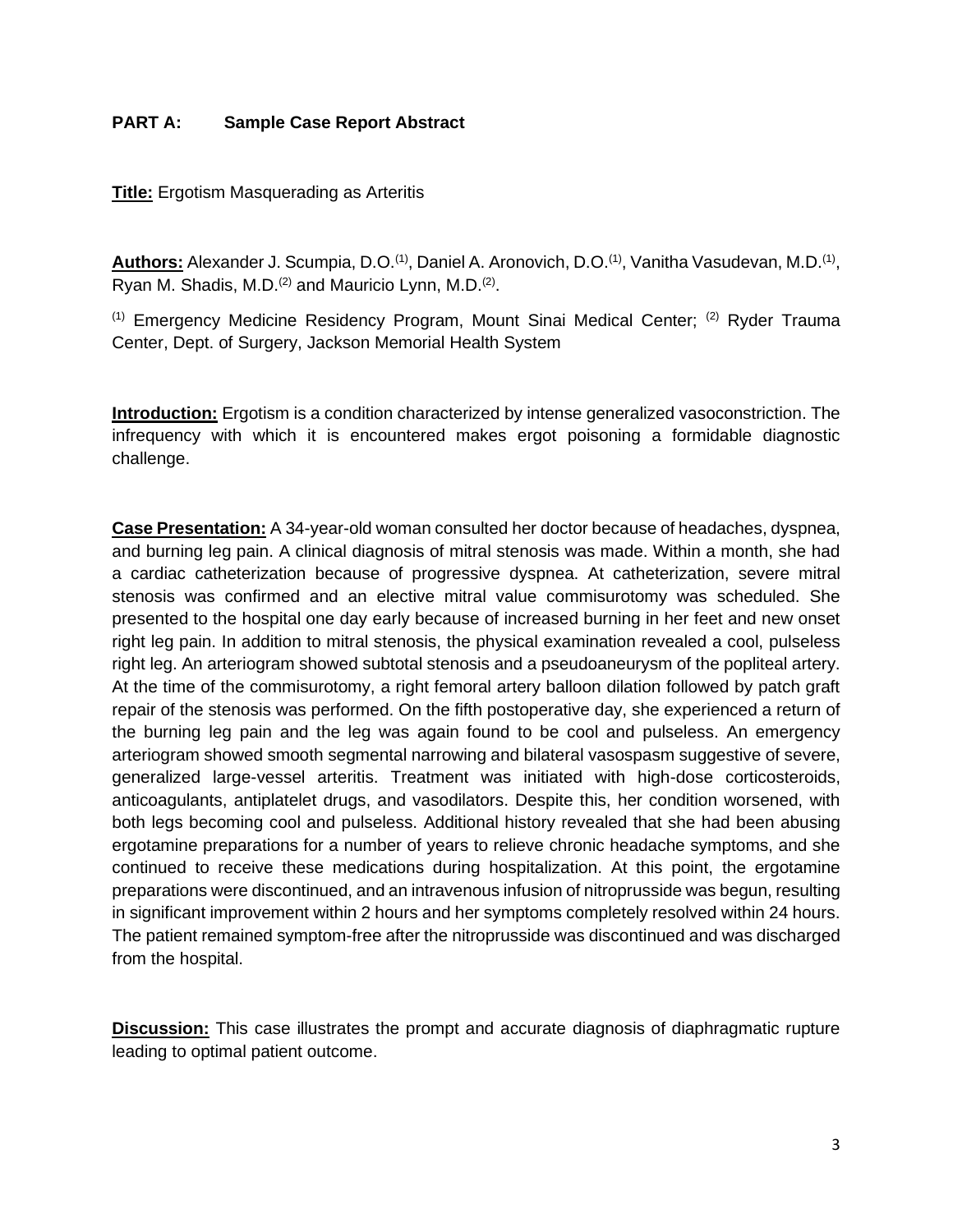**PART A: Sample Case Report Abstract**

**Title:** Ergotism Masquerading as Arteritis

**Authors:** Alexander J. Scumpia, D.O.[1], Daniel A. Aronovich, D.O.[1], Vanitha Vasudevan, M.D.[1], Ryan M. Shadis, M.D.[2] and Mauricio Lynn, M.D.[2].

[1] Emergency Medicine Residency Program, Mount Sinai Medical Center; [2] Ryder Trauma Center, Dept. of Surgery, Jackson Memorial Health System

**Introduction:** Ergotism is a condition characterized by intense generalized vasoconstriction. The infrequency with which it is encountered makes ergot poisoning a formidable diagnostic challenge.

**Case Presentation:** A 34-year-old woman consulted her doctor because of headaches, dyspnea, and burning leg pain. A clinical diagnosis of mitral stenosis was made. Within a month, she had a cardiac catheterization because of progressive dyspnea. At catheterization, severe mitral stenosis was confirmed and an elective mitral value commisurotomy was scheduled. She presented to the hospital one day early because of increased burning in her feet and new onset right leg pain. In addition to mitral stenosis, the physical examination revealed a cool, pulseless right leg. An arteriogram showed subtotal stenosis and a pseudoaneurysm of the popliteal artery. At the time of the commisurotomy, a right femoral artery balloon dilation followed by patch graft repair of the stenosis was performed. On the fifth postoperative day, she experienced a return of the burning leg pain and the leg was again found to be cool and pulseless. An emergency arteriogram showed smooth segmental narrowing and bilateral vasospasm suggestive of severe, generalized large-vessel arteritis. Treatment was initiated with high-dose corticosteroids, anticoagulants, antiplatelet drugs, and vasodilators. Despite this, her condition worsened, with both legs becoming cool and pulseless. Additional history revealed that she had been abusing ergotamine preparations for a number of years to relieve chronic headache symptoms, and she continued to receive these medications during hospitalization. At this point, the ergotamine preparations were discontinued, and an intravenous infusion of nitroprusside was begun, resulting in significant improvement within 2 hours and her symptoms completely resolved within 24 hours. The patient remained symptom-free after the nitroprusside was discontinued and was discharged from the hospital.

**Discussion:** This case illustrates the prompt and accurate diagnosis of diaphragmatic rupture leading to optimal patient outcome.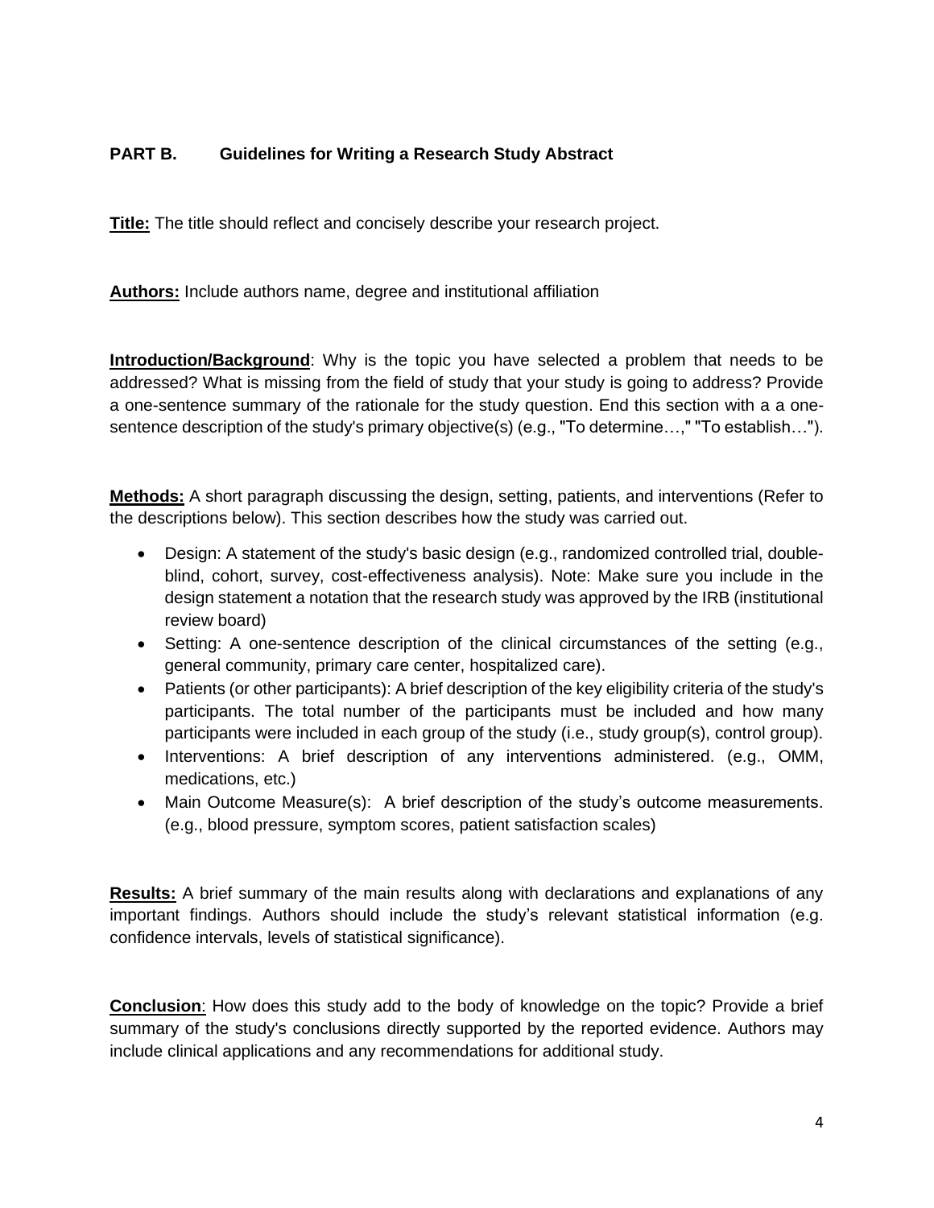## PART B. Guidelines for Writing a Research Study Abstract

**Title:** The title should reflect and concisely describe your research project.

**Authors:** Include authors name, degree and institutional affiliation

**Introduction/Background**: Why is the topic you have selected a problem that needs to be addressed? What is missing from the field of study that your study is going to address? Provide a one-sentence summary of the rationale for the study question. End this section with a a one-sentence description of the study's primary objective(s) (e.g., "To determine…," "To establish…").

**Methods:** A short paragraph discussing the design, setting, patients, and interventions (Refer to the descriptions below). This section describes how the study was carried out.

- Design: A statement of the study's basic design (e.g., randomized controlled trial, double-blind, cohort, survey, cost-effectiveness analysis). Note: Make sure you include in the design statement a notation that the research study was approved by the IRB (institutional review board)
- Setting: A one-sentence description of the clinical circumstances of the setting (e.g., general community, primary care center, hospitalized care).
- Patients (or other participants): A brief description of the key eligibility criteria of the study's participants. The total number of the participants must be included and how many participants were included in each group of the study (i.e., study group(s), control group).
- Interventions: A brief description of any interventions administered. (e.g., OMM, medications, etc.)
- Main Outcome Measure(s): A brief description of the study's outcome measurements. (e.g., blood pressure, symptom scores, patient satisfaction scales)

**Results:** A brief summary of the main results along with declarations and explanations of any important findings. Authors should include the study's relevant statistical information (e.g. confidence intervals, levels of statistical significance).

**Conclusion**: How does this study add to the body of knowledge on the topic? Provide a brief summary of the study's conclusions directly supported by the reported evidence. Authors may include clinical applications and any recommendations for additional study.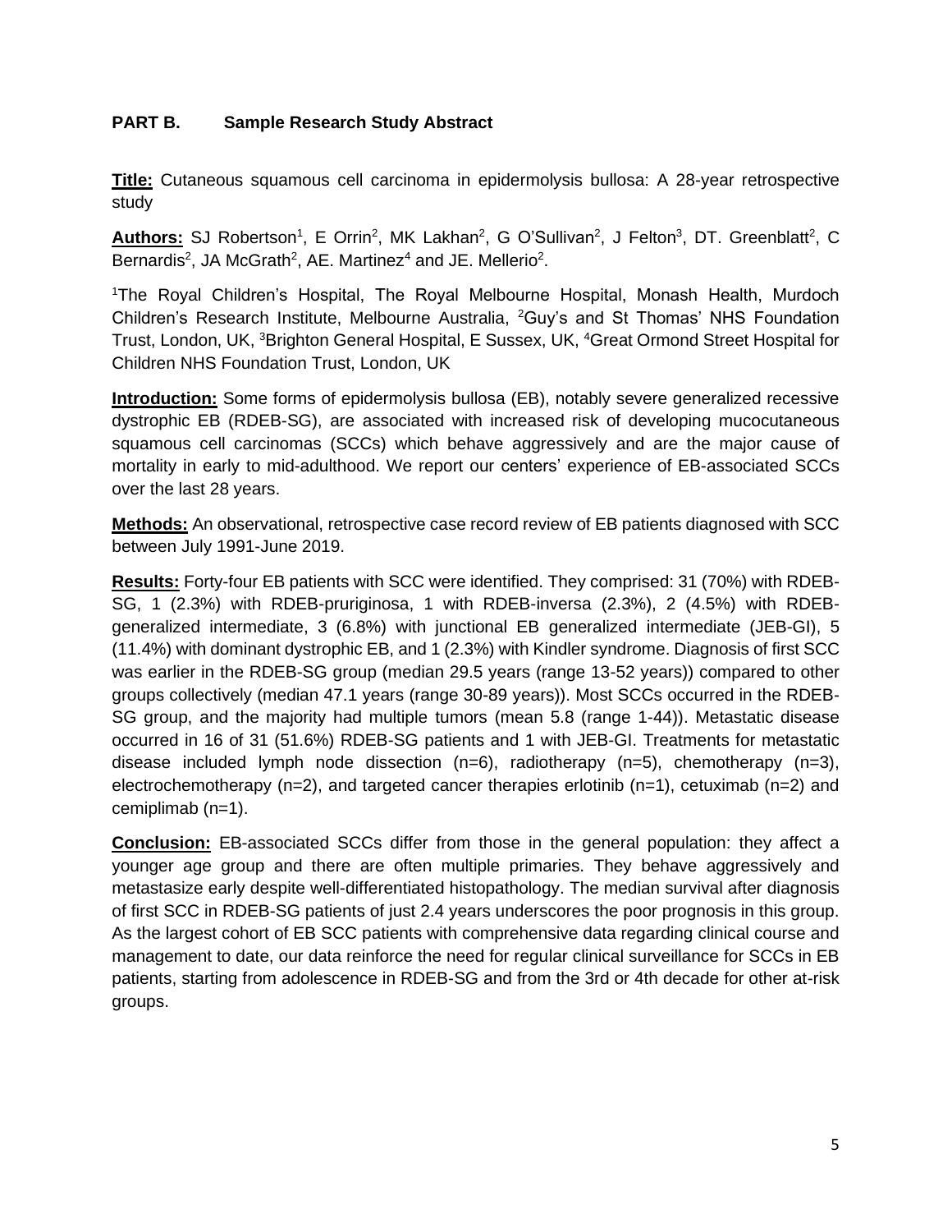## PART B. Sample Research Study Abstract

**Title:** Cutaneous squamous cell carcinoma in epidermolysis bullosa: A 28-year retrospective study

**Authors:** SJ Robertson[1], E Orrin[2], MK Lakhan[2], G O'Sullivan[2], J Felton[3], DT. Greenblatt[2], C Bernardis[2], JA McGrath[2], AE. Martinez[4] and JE. Mellerio[2].

[1]The Royal Children's Hospital, The Royal Melbourne Hospital, Monash Health, Murdoch Children's Research Institute, Melbourne Australia, [2]Guy's and St Thomas' NHS Foundation Trust, London, UK, [3]Brighton General Hospital, E Sussex, UK, [4]Great Ormond Street Hospital for Children NHS Foundation Trust, London, UK

**Introduction:** Some forms of epidermolysis bullosa (EB), notably severe generalized recessive dystrophic EB (RDEB-SG), are associated with increased risk of developing mucocutaneous squamous cell carcinomas (SCCs) which behave aggressively and are the major cause of mortality in early to mid-adulthood. We report our centers' experience of EB-associated SCCs over the last 28 years.

**Methods:** An observational, retrospective case record review of EB patients diagnosed with SCC between July 1991-June 2019.

**Results:** Forty-four EB patients with SCC were identified. They comprised: 31 (70%) with RDEB-SG, 1 (2.3%) with RDEB-pruriginosa, 1 with RDEB-inversa (2.3%), 2 (4.5%) with RDEB-generalized intermediate, 3 (6.8%) with junctional EB generalized intermediate (JEB-GI), 5 (11.4%) with dominant dystrophic EB, and 1 (2.3%) with Kindler syndrome. Diagnosis of first SCC was earlier in the RDEB-SG group (median 29.5 years (range 13-52 years)) compared to other groups collectively (median 47.1 years (range 30-89 years)). Most SCCs occurred in the RDEB-SG group, and the majority had multiple tumors (mean 5.8 (range 1-44)). Metastatic disease occurred in 16 of 31 (51.6%) RDEB-SG patients and 1 with JEB-GI. Treatments for metastatic disease included lymph node dissection (n=6), radiotherapy (n=5), chemotherapy (n=3), electrochemotherapy (n=2), and targeted cancer therapies erlotinib (n=1), cetuximab (n=2) and cemiplimab (n=1).

**Conclusion:** EB-associated SCCs differ from those in the general population: they affect a younger age group and there are often multiple primaries. They behave aggressively and metastasize early despite well-differentiated histopathology. The median survival after diagnosis of first SCC in RDEB-SG patients of just 2.4 years underscores the poor prognosis in this group. As the largest cohort of EB SCC patients with comprehensive data regarding clinical course and management to date, our data reinforce the need for regular clinical surveillance for SCCs in EB patients, starting from adolescence in RDEB-SG and from the 3rd or 4th decade for other at-risk groups.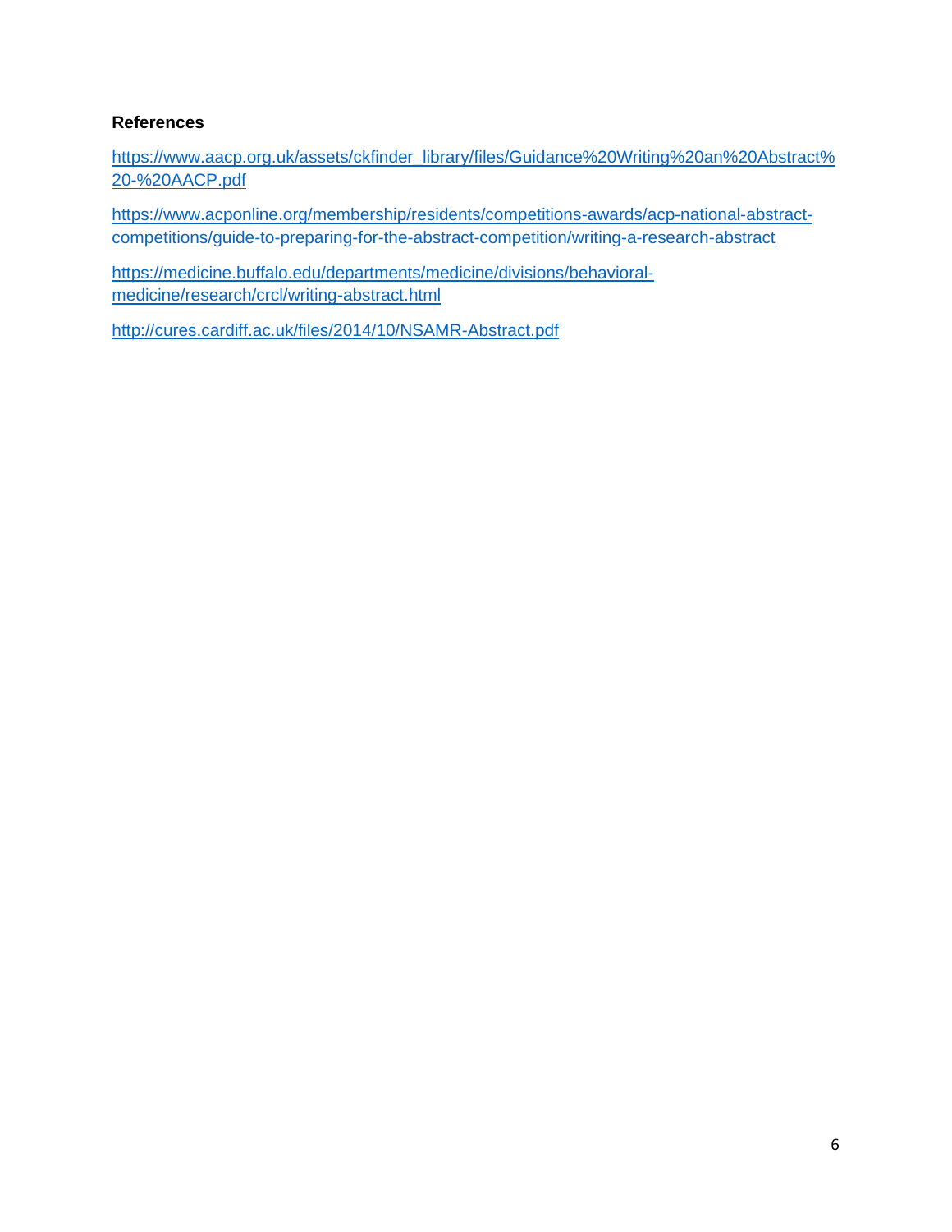**References**

https://www.aacp.org.uk/assets/ckfinder_library/files/Guidance%20Writing%20an%20Abstract%20-%20AACP.pdf

https://www.acponline.org/membership/residents/competitions-awards/acp-national-abstract-competitions/guide-to-preparing-for-the-abstract-competition/writing-a-research-abstract

https://medicine.buffalo.edu/departments/medicine/divisions/behavioral-medicine/research/crcl/writing-abstract.html

http://cures.cardiff.ac.uk/files/2014/10/NSAMR-Abstract.pdf